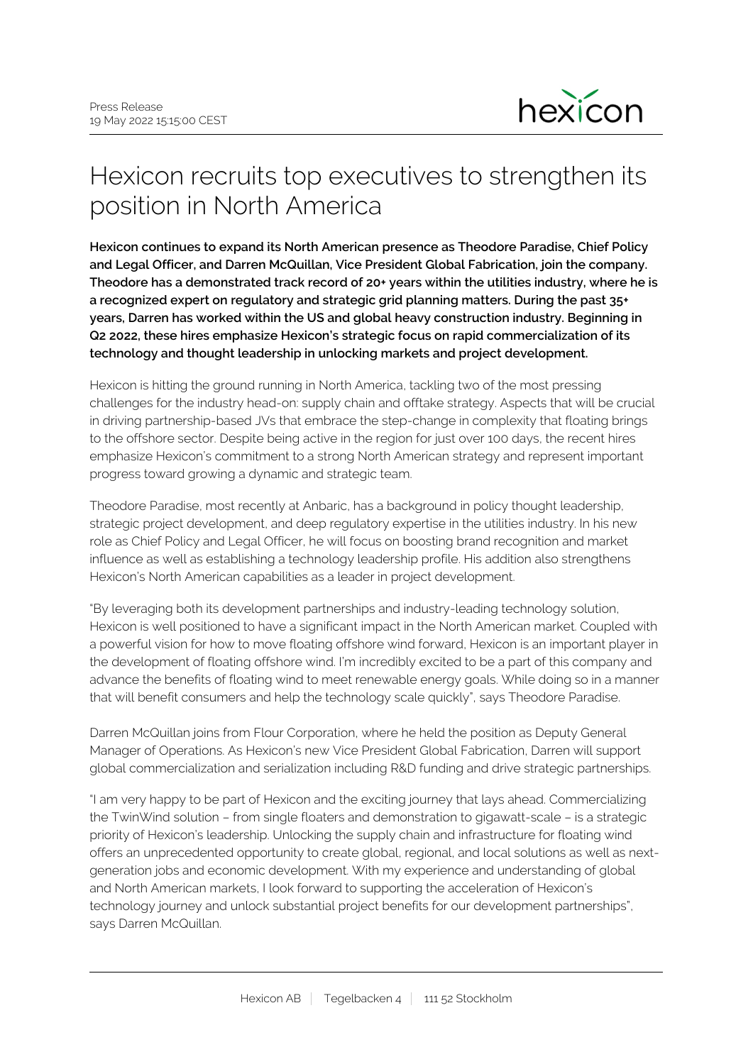Press Release
19 May 2022 15:15:00 CEST

# Hexicon recruits top executives to strengthen its position in North America

**Hexicon continues to expand its North American presence as Theodore Paradise, Chief Policy and Legal Officer, and Darren McQuillan, Vice President Global Fabrication, join the company. Theodore has a demonstrated track record of 20+ years within the utilities industry, where he is a recognized expert on regulatory and strategic grid planning matters. During the past 35+ years, Darren has worked within the US and global heavy construction industry. Beginning in Q2 2022, these hires emphasize Hexicon's strategic focus on rapid commercialization of its technology and thought leadership in unlocking markets and project development.**

Hexicon is hitting the ground running in North America, tackling two of the most pressing challenges for the industry head-on: supply chain and offtake strategy. Aspects that will be crucial in driving partnership-based JVs that embrace the step-change in complexity that floating brings to the offshore sector. Despite being active in the region for just over 100 days, the recent hires emphasize Hexicon's commitment to a strong North American strategy and represent important progress toward growing a dynamic and strategic team.

Theodore Paradise, most recently at Anbaric, has a background in policy thought leadership, strategic project development, and deep regulatory expertise in the utilities industry. In his new role as Chief Policy and Legal Officer, he will focus on boosting brand recognition and market influence as well as establishing a technology leadership profile. His addition also strengthens Hexicon's North American capabilities as a leader in project development.

"By leveraging both its development partnerships and industry-leading technology solution, Hexicon is well positioned to have a significant impact in the North American market. Coupled with a powerful vision for how to move floating offshore wind forward, Hexicon is an important player in the development of floating offshore wind. I'm incredibly excited to be a part of this company and advance the benefits of floating wind to meet renewable energy goals. While doing so in a manner that will benefit consumers and help the technology scale quickly", says Theodore Paradise.

Darren McQuillan joins from Flour Corporation, where he held the position as Deputy General Manager of Operations. As Hexicon's new Vice President Global Fabrication, Darren will support global commercialization and serialization including R&D funding and drive strategic partnerships.

"I am very happy to be part of Hexicon and the exciting journey that lays ahead. Commercializing the TwinWind solution – from single floaters and demonstration to gigawatt-scale – is a strategic priority of Hexicon's leadership. Unlocking the supply chain and infrastructure for floating wind offers an unprecedented opportunity to create global, regional, and local solutions as well as next-generation jobs and economic development. With my experience and understanding of global and North American markets, I look forward to supporting the acceleration of Hexicon's technology journey and unlock substantial project benefits for our development partnerships", says Darren McQuillan.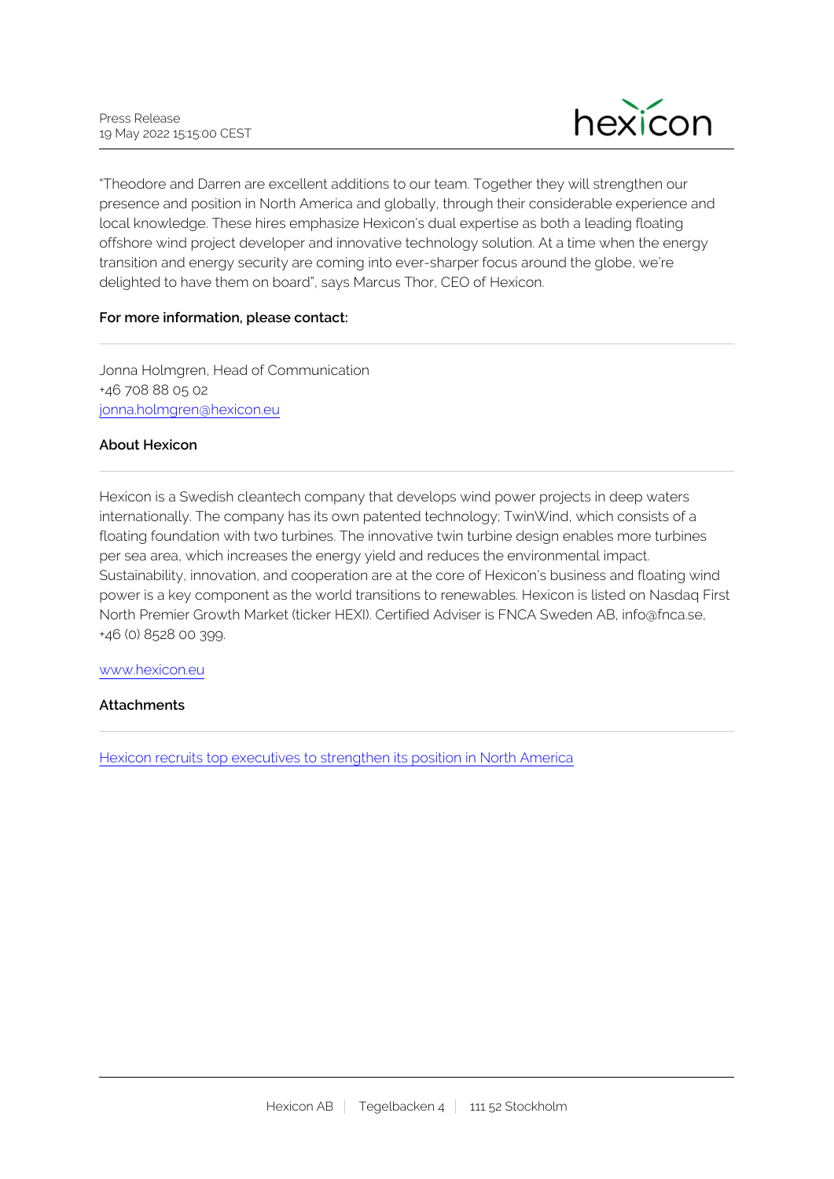"Theodore and Darren are excellent additions to our team. Together they will strengthen our presence and position in North America and globally, through their considerable experience and local knowledge. These hires emphasize Hexicon's dual expertise as both a leading floating offshore wind project developer and innovative technology solution. At a time when the energy transition and energy security are coming into ever-sharper focus around the globe, we're delighted to have them on board", says Marcus Thor, CEO of Hexicon.

**For more information, please contact:**

Jonna Holmgren, Head of Communication
+46 708 88 05 02
jonna.holmgren@hexicon.eu

**About Hexicon**

Hexicon is a Swedish cleantech company that develops wind power projects in deep waters internationally. The company has its own patented technology; TwinWind, which consists of a floating foundation with two turbines. The innovative twin turbine design enables more turbines per sea area, which increases the energy yield and reduces the environmental impact. Sustainability, innovation, and cooperation are at the core of Hexicon's business and floating wind power is a key component as the world transitions to renewables. Hexicon is listed on Nasdaq First North Premier Growth Market (ticker HEXI). Certified Adviser is FNCA Sweden AB, info@fnca.se, +46 (0) 8528 00 399.

www.hexicon.eu

**Attachments**

Hexicon recruits top executives to strengthen its position in North America